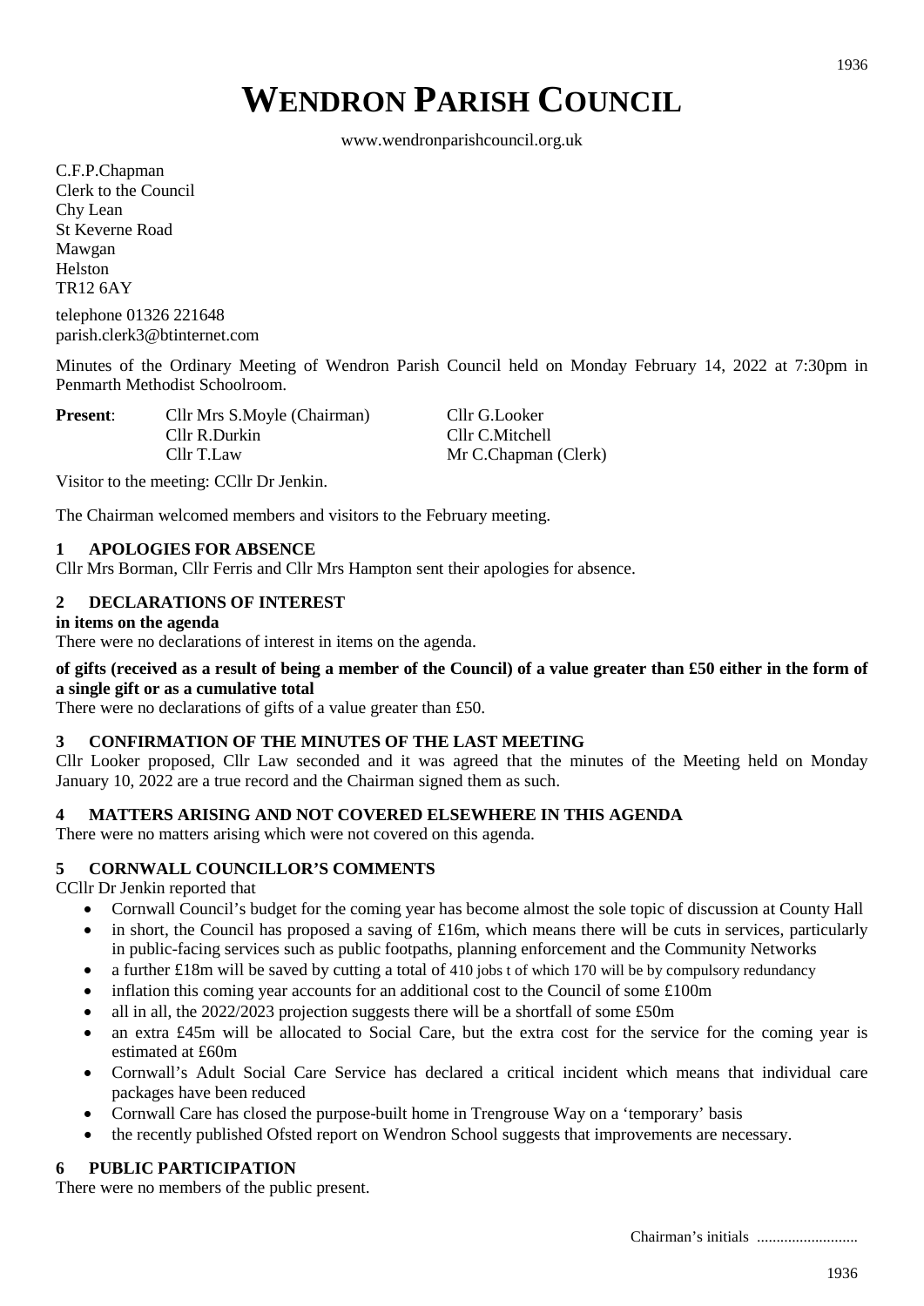# WENDRON PARISH COUNCIL

www.wendronparishcouncil.org.uk

C.F.P.Chapman
Clerk to the Council
Chy Lean
St Keverne Road
Mawgan
Helston
TR12 6AY

telephone 01326 221648
parish.clerk3@btinternet.com

Minutes of the Ordinary Meeting of Wendron Parish Council held on Monday February 14, 2022 at 7:30pm in Penmarth Methodist Schoolroom.

| **Present**: | Cllr Mrs S.Moyle (Chairman) | Cllr G.Looker |
|---|---|---|
| | Cllr R.Durkin | Cllr C.Mitchell |
| | Cllr T.Law | Mr C.Chapman (Clerk) |

Visitor to the meeting: CCllr Dr Jenkin.

The Chairman welcomed members and visitors to the February meeting.

## 1 APOLOGIES FOR ABSENCE

Cllr Mrs Borman, Cllr Ferris and Cllr Mrs Hampton sent their apologies for absence.

## 2 DECLARATIONS OF INTEREST

**in items on the agenda**

There were no declarations of interest in items on the agenda.

**of gifts (received as a result of being a member of the Council) of a value greater than £50 either in the form of a single gift or as a cumulative total**

There were no declarations of gifts of a value greater than £50.

## 3 CONFIRMATION OF THE MINUTES OF THE LAST MEETING

Cllr Looker proposed, Cllr Law seconded and it was agreed that the minutes of the Meeting held on Monday January 10, 2022 are a true record and the Chairman signed them as such.

## 4 MATTERS ARISING AND NOT COVERED ELSEWHERE IN THIS AGENDA

There were no matters arising which were not covered on this agenda.

## 5 CORNWALL COUNCILLOR'S COMMENTS

CCllr Dr Jenkin reported that

- Cornwall Council's budget for the coming year has become almost the sole topic of discussion at County Hall
- in short, the Council has proposed a saving of £16m, which means there will be cuts in services, particularly in public-facing services such as public footpaths, planning enforcement and the Community Networks
- a further £18m will be saved by cutting a total of 410 jobs t of which 170 will be by compulsory redundancy
- inflation this coming year accounts for an additional cost to the Council of some £100m
- all in all, the 2022/2023 projection suggests there will be a shortfall of some £50m
- an extra £45m will be allocated to Social Care, but the extra cost for the service for the coming year is estimated at £60m
- Cornwall's Adult Social Care Service has declared a critical incident which means that individual care packages have been reduced
- Cornwall Care has closed the purpose-built home in Trengrouse Way on a 'temporary' basis
- the recently published Ofsted report on Wendron School suggests that improvements are necessary.

## 6 PUBLIC PARTICIPATION

There were no members of the public present.

Chairman's initials ..........................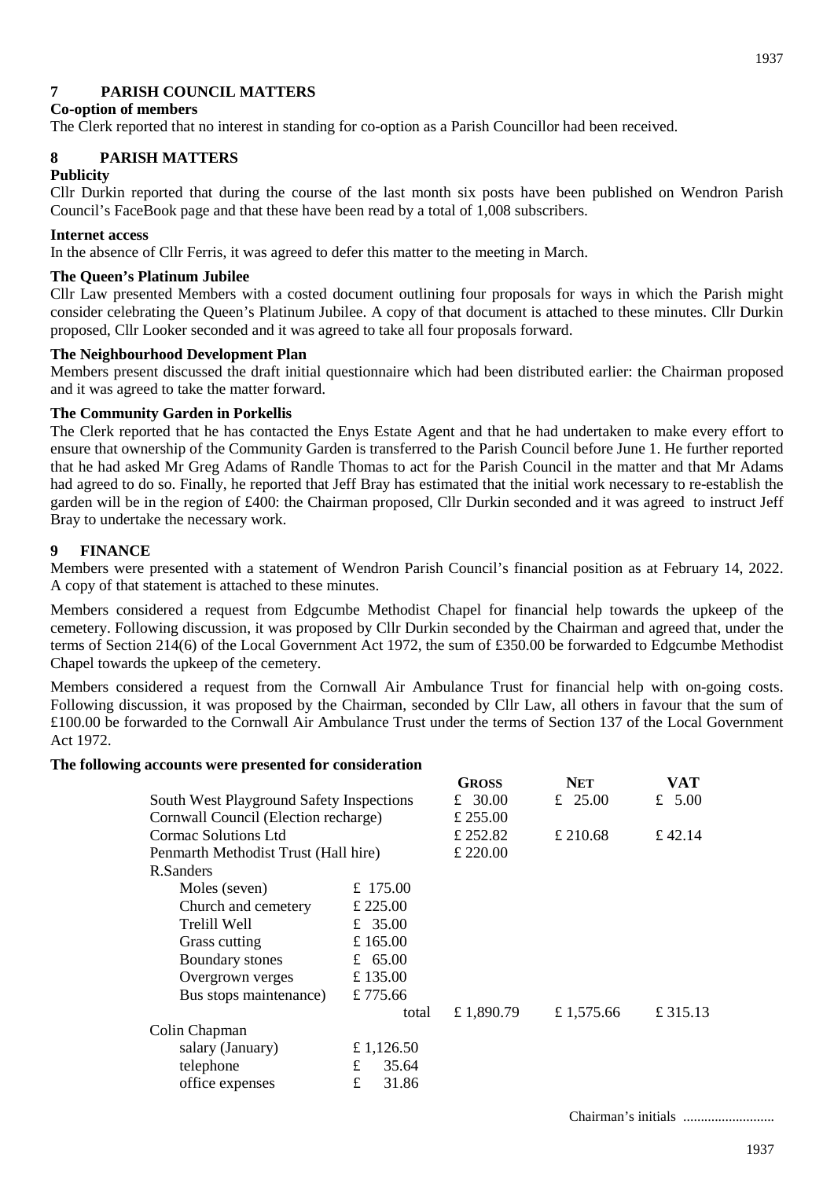## 7 PARISH COUNCIL MATTERS

**Co-option of members**

The Clerk reported that no interest in standing for co-option as a Parish Councillor had been received.

## 8 PARISH MATTERS

**Publicity**

Cllr Durkin reported that during the course of the last month six posts have been published on Wendron Parish Council's FaceBook page and that these have been read by a total of 1,008 subscribers.

**Internet access**

In the absence of Cllr Ferris, it was agreed to defer this matter to the meeting in March.

**The Queen's Platinum Jubilee**

Cllr Law presented Members with a costed document outlining four proposals for ways in which the Parish might consider celebrating the Queen's Platinum Jubilee. A copy of that document is attached to these minutes. Cllr Durkin proposed, Cllr Looker seconded and it was agreed to take all four proposals forward.

**The Neighbourhood Development Plan**

Members present discussed the draft initial questionnaire which had been distributed earlier: the Chairman proposed and it was agreed to take the matter forward.

**The Community Garden in Porkellis**

The Clerk reported that he has contacted the Enys Estate Agent and that he had undertaken to make every effort to ensure that ownership of the Community Garden is transferred to the Parish Council before June 1. He further reported that he had asked Mr Greg Adams of Randle Thomas to act for the Parish Council in the matter and that Mr Adams had agreed to do so. Finally, he reported that Jeff Bray has estimated that the initial work necessary to re-establish the garden will be in the region of £400: the Chairman proposed, Cllr Durkin seconded and it was agreed to instruct Jeff Bray to undertake the necessary work.

## 9 FINANCE

Members were presented with a statement of Wendron Parish Council's financial position as at February 14, 2022. A copy of that statement is attached to these minutes.

Members considered a request from Edgcumbe Methodist Chapel for financial help towards the upkeep of the cemetery. Following discussion, it was proposed by Cllr Durkin seconded by the Chairman and agreed that, under the terms of Section 214(6) of the Local Government Act 1972, the sum of £350.00 be forwarded to Edgcumbe Methodist Chapel towards the upkeep of the cemetery.

Members considered a request from the Cornwall Air Ambulance Trust for financial help with on-going costs. Following discussion, it was proposed by the Chairman, seconded by Cllr Law, all others in favour that the sum of £100.00 be forwarded to the Cornwall Air Ambulance Trust under the terms of Section 137 of the Local Government Act 1972.

**The following accounts were presented for consideration**

| | | GROSS | NET | VAT |
|---|---|---|---|---|
| South West Playground Safety Inspections | | £ 30.00 | £ 25.00 | £ 5.00 |
| Cornwall Council (Election recharge) | | £ 255.00 | | |
| Cormac Solutions Ltd | | £ 252.82 | £ 210.68 | £ 42.14 |
| Penmarth Methodist Trust (Hall hire) | | £ 220.00 | | |
| R.Sanders | | | | |
| Moles (seven) | £ 175.00 | | | |
| Church and cemetery | £ 225.00 | | | |
| Trelill Well | £ 35.00 | | | |
| Grass cutting | £ 165.00 | | | |
| Boundary stones | £ 65.00 | | | |
| Overgrown verges | £ 135.00 | | | |
| Bus stops maintenance) | £ 775.66 | | | |
| | total | £ 1,890.79 | £ 1,575.66 | £ 315.13 |
| Colin Chapman | | | | |
| salary (January) | £ 1,126.50 | | | |
| telephone | £ 35.64 | | | |
| office expenses | £ 31.86 | | | |

Chairman's initials ..........................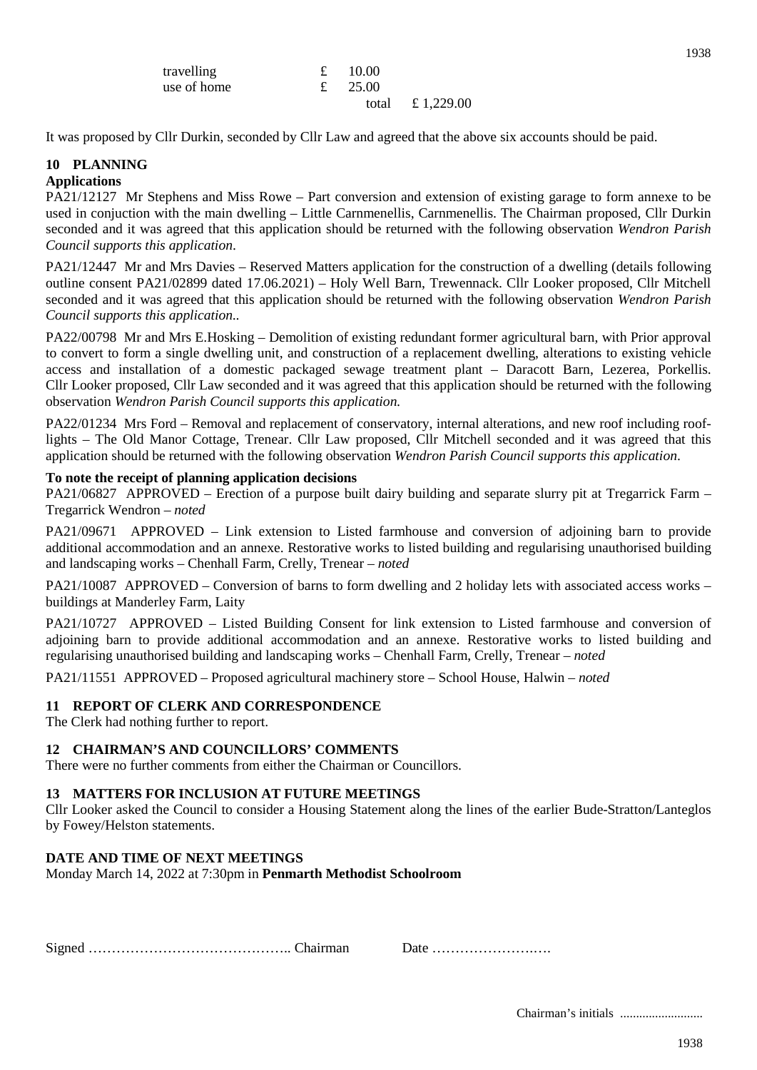| | | | |
|---|---|---|---|
| travelling | £ | 10.00 | |
| use of home | £ | 25.00 | |
| | | total | £ 1,229.00 |

It was proposed by Cllr Durkin, seconded by Cllr Law and agreed that the above six accounts should be paid.

## 10 PLANNING

### Applications

PA21/12127 Mr Stephens and Miss Rowe – Part conversion and extension of existing garage to form annexe to be used in conjuction with the main dwelling – Little Carnmenellis, Carnmenellis. The Chairman proposed, Cllr Durkin seconded and it was agreed that this application should be returned with the following observation *Wendron Parish Council supports this application*.

PA21/12447 Mr and Mrs Davies – Reserved Matters application for the construction of a dwelling (details following outline consent PA21/02899 dated 17.06.2021) – Holy Well Barn, Trewennack. Cllr Looker proposed, Cllr Mitchell seconded and it was agreed that this application should be returned with the following observation *Wendron Parish Council supports this application.*.

PA22/00798 Mr and Mrs E.Hosking – Demolition of existing redundant former agricultural barn, with Prior approval to convert to form a single dwelling unit, and construction of a replacement dwelling, alterations to existing vehicle access and installation of a domestic packaged sewage treatment plant – Daracott Barn, Lezerea, Porkellis. Cllr Looker proposed, Cllr Law seconded and it was agreed that this application should be returned with the following observation *Wendron Parish Council supports this application.*

PA22/01234 Mrs Ford – Removal and replacement of conservatory, internal alterations, and new roof including roof-lights – The Old Manor Cottage, Trenear. Cllr Law proposed, Cllr Mitchell seconded and it was agreed that this application should be returned with the following observation *Wendron Parish Council supports this application*.

### To note the receipt of planning application decisions

PA21/06827 APPROVED – Erection of a purpose built dairy building and separate slurry pit at Tregarrick Farm – Tregarrick Wendron – *noted*

PA21/09671 APPROVED – Link extension to Listed farmhouse and conversion of adjoining barn to provide additional accommodation and an annexe. Restorative works to listed building and regularising unauthorised building and landscaping works – Chenhall Farm, Crelly, Trenear – *noted*

PA21/10087 APPROVED – Conversion of barns to form dwelling and 2 holiday lets with associated access works – buildings at Manderley Farm, Laity

PA21/10727 APPROVED – Listed Building Consent for link extension to Listed farmhouse and conversion of adjoining barn to provide additional accommodation and an annexe. Restorative works to listed building and regularising unauthorised building and landscaping works – Chenhall Farm, Crelly, Trenear – *noted*

PA21/11551 APPROVED – Proposed agricultural machinery store – School House, Halwin – *noted*

## 11 REPORT OF CLERK AND CORRESPONDENCE

The Clerk had nothing further to report.

## 12 CHAIRMAN'S AND COUNCILLORS' COMMENTS

There were no further comments from either the Chairman or Councillors.

## 13 MATTERS FOR INCLUSION AT FUTURE MEETINGS

Cllr Looker asked the Council to consider a Housing Statement along the lines of the earlier Bude-Stratton/Lanteglos by Fowey/Helston statements.

## DATE AND TIME OF NEXT MEETINGS

Monday March 14, 2022 at 7:30pm in **Penmarth Methodist Schoolroom**

Signed …………………………………….. Chairman Date …………………….

Chairman's initials ..........................